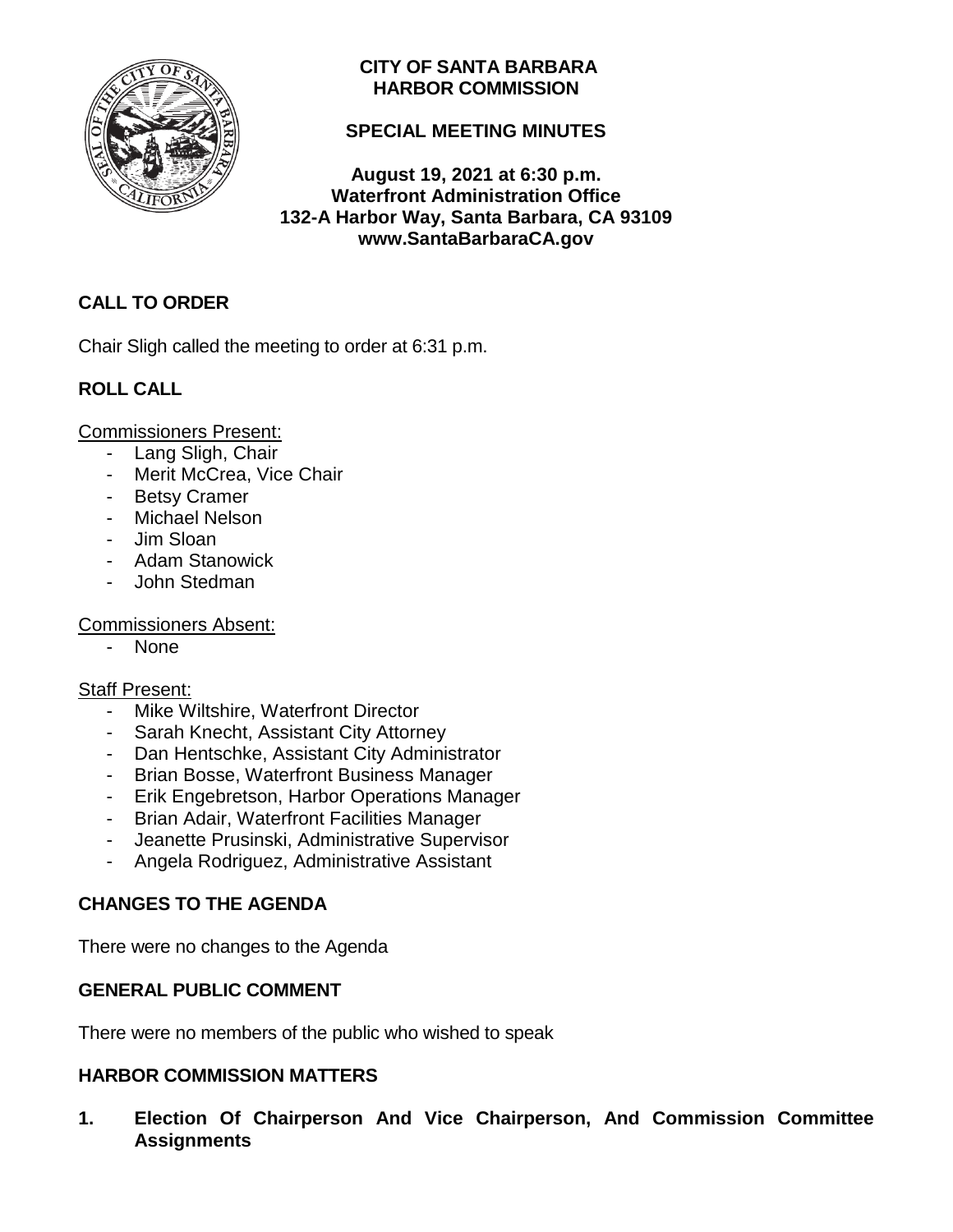**CITY OF SANTA BARBARA**
**HARBOR COMMISSION**

**SPECIAL MEETING MINUTES**

**August 19, 2021 at 6:30 p.m.**
**Waterfront Administration Office**
**132-A Harbor Way, Santa Barbara, CA 93109**
**www.SantaBarbaraCA.gov**

## CALL TO ORDER

Chair Sligh called the meeting to order at 6:31 p.m.

## ROLL CALL

Commissioners Present:

- Lang Sligh, Chair
- Merit McCrea, Vice Chair
- Betsy Cramer
- Michael Nelson
- Jim Sloan
- Adam Stanowick
- John Stedman

Commissioners Absent:

- None

Staff Present:

- Mike Wiltshire, Waterfront Director
- Sarah Knecht, Assistant City Attorney
- Dan Hentschke, Assistant City Administrator
- Brian Bosse, Waterfront Business Manager
- Erik Engebretson, Harbor Operations Manager
- Brian Adair, Waterfront Facilities Manager
- Jeanette Prusinski, Administrative Supervisor
- Angela Rodriguez, Administrative Assistant

## CHANGES TO THE AGENDA

There were no changes to the Agenda

## GENERAL PUBLIC COMMENT

There were no members of the public who wished to speak

## HARBOR COMMISSION MATTERS

**1. Election Of Chairperson And Vice Chairperson, And Commission Committee Assignments**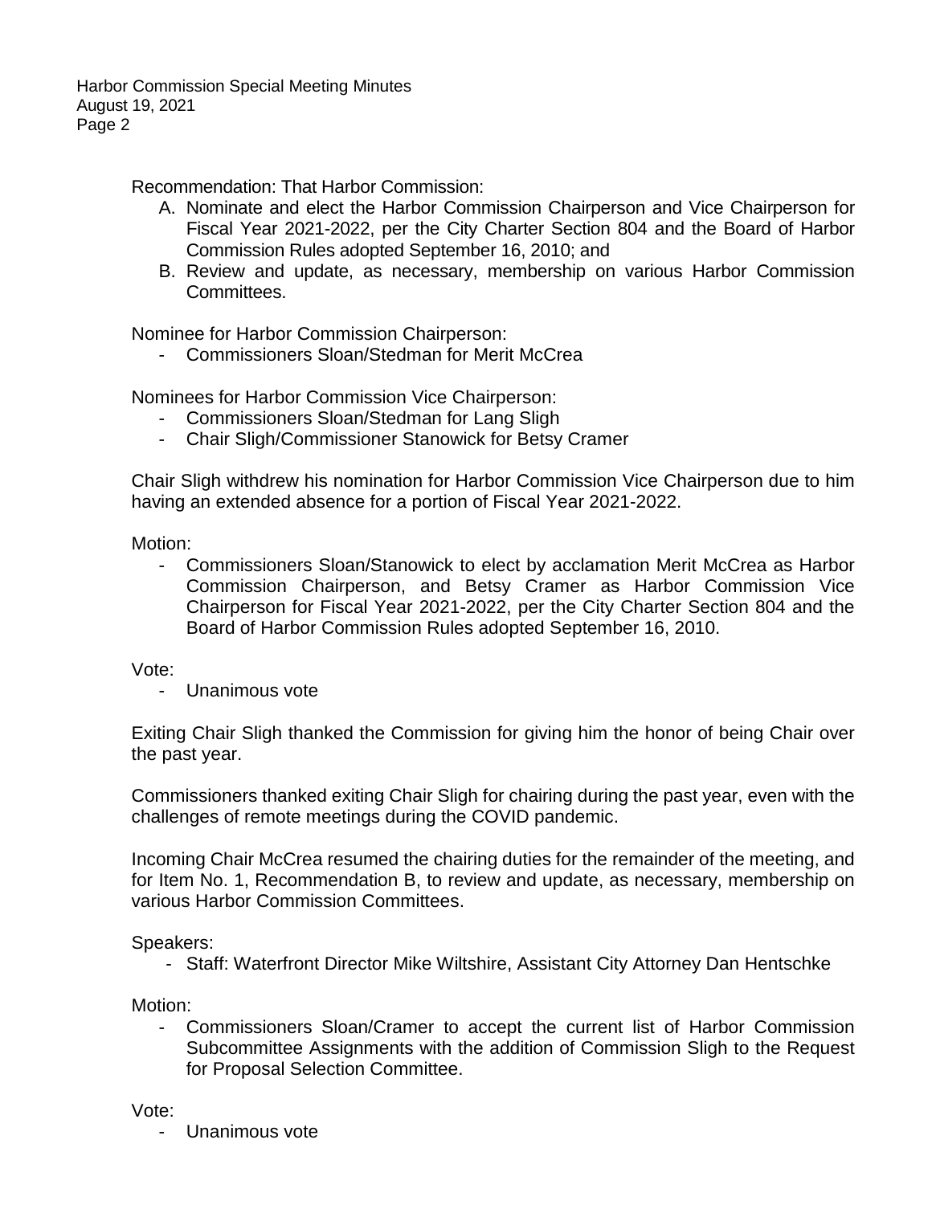Recommendation: That Harbor Commission:

A. Nominate and elect the Harbor Commission Chairperson and Vice Chairperson for Fiscal Year 2021-2022, per the City Charter Section 804 and the Board of Harbor Commission Rules adopted September 16, 2010; and
B. Review and update, as necessary, membership on various Harbor Commission Committees.

Nominee for Harbor Commission Chairperson:

- Commissioners Sloan/Stedman for Merit McCrea

Nominees for Harbor Commission Vice Chairperson:

- Commissioners Sloan/Stedman for Lang Sligh
- Chair Sligh/Commissioner Stanowick for Betsy Cramer

Chair Sligh withdrew his nomination for Harbor Commission Vice Chairperson due to him having an extended absence for a portion of Fiscal Year 2021-2022.

Motion:

- Commissioners Sloan/Stanowick to elect by acclamation Merit McCrea as Harbor Commission Chairperson, and Betsy Cramer as Harbor Commission Vice Chairperson for Fiscal Year 2021-2022, per the City Charter Section 804 and the Board of Harbor Commission Rules adopted September 16, 2010.

Vote:

- Unanimous vote

Exiting Chair Sligh thanked the Commission for giving him the honor of being Chair over the past year.

Commissioners thanked exiting Chair Sligh for chairing during the past year, even with the challenges of remote meetings during the COVID pandemic.

Incoming Chair McCrea resumed the chairing duties for the remainder of the meeting, and for Item No. 1, Recommendation B, to review and update, as necessary, membership on various Harbor Commission Committees.

Speakers:

- Staff: Waterfront Director Mike Wiltshire, Assistant City Attorney Dan Hentschke

Motion:

- Commissioners Sloan/Cramer to accept the current list of Harbor Commission Subcommittee Assignments with the addition of Commission Sligh to the Request for Proposal Selection Committee.

Vote:

- Unanimous vote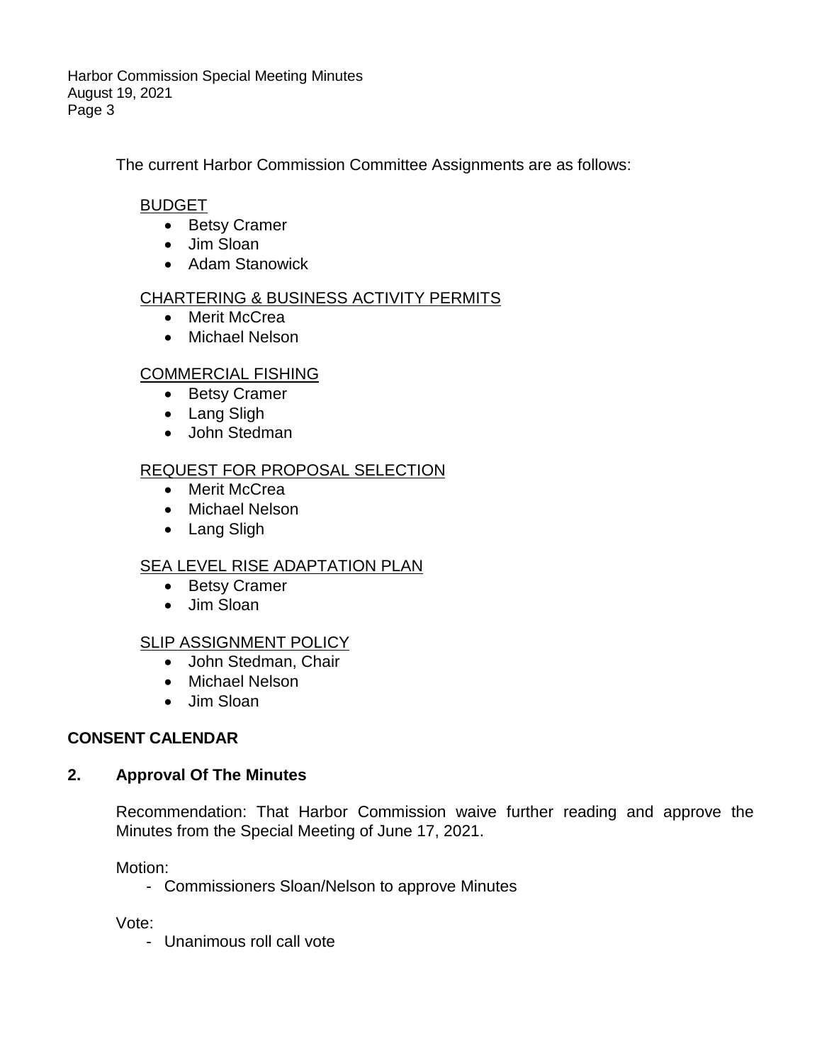The current Harbor Commission Committee Assignments are as follows:

BUDGET

- Betsy Cramer
- Jim Sloan
- Adam Stanowick

CHARTERING & BUSINESS ACTIVITY PERMITS

- Merit McCrea
- Michael Nelson

COMMERCIAL FISHING

- Betsy Cramer
- Lang Sligh
- John Stedman

REQUEST FOR PROPOSAL SELECTION

- Merit McCrea
- Michael Nelson
- Lang Sligh

SEA LEVEL RISE ADAPTATION PLAN

- Betsy Cramer
- Jim Sloan

SLIP ASSIGNMENT POLICY

- John Stedman, Chair
- Michael Nelson
- Jim Sloan

**CONSENT CALENDAR**

**2. Approval Of The Minutes**

Recommendation: That Harbor Commission waive further reading and approve the Minutes from the Special Meeting of June 17, 2021.

Motion:

- Commissioners Sloan/Nelson to approve Minutes

Vote:

- Unanimous roll call vote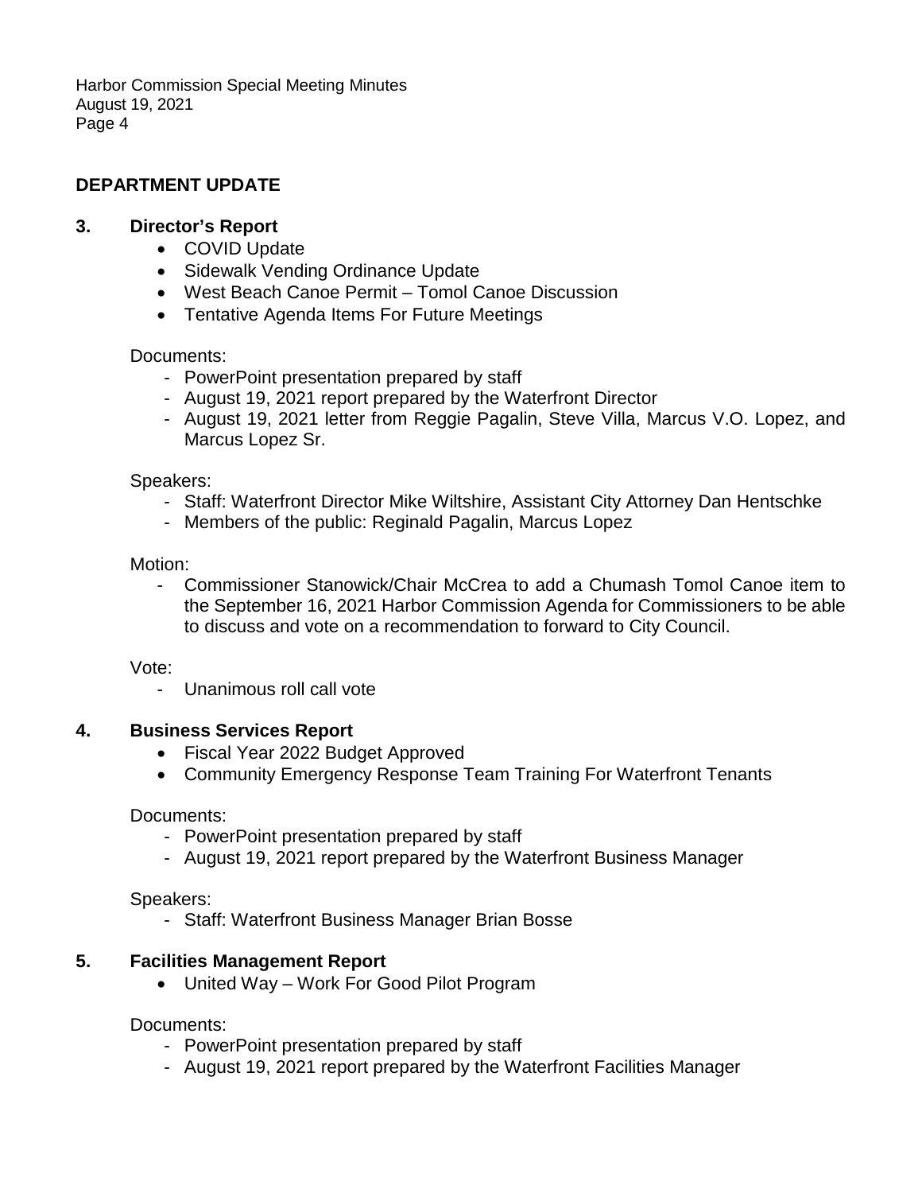## DEPARTMENT UPDATE

### 3. Director's Report

- COVID Update
- Sidewalk Vending Ordinance Update
- West Beach Canoe Permit – Tomol Canoe Discussion
- Tentative Agenda Items For Future Meetings

Documents:

- PowerPoint presentation prepared by staff
- August 19, 2021 report prepared by the Waterfront Director
- August 19, 2021 letter from Reggie Pagalin, Steve Villa, Marcus V.O. Lopez, and Marcus Lopez Sr.

Speakers:

- Staff: Waterfront Director Mike Wiltshire, Assistant City Attorney Dan Hentschke
- Members of the public: Reginald Pagalin, Marcus Lopez

Motion:

- Commissioner Stanowick/Chair McCrea to add a Chumash Tomol Canoe item to the September 16, 2021 Harbor Commission Agenda for Commissioners to be able to discuss and vote on a recommendation to forward to City Council.

Vote:

- Unanimous roll call vote

### 4. Business Services Report

- Fiscal Year 2022 Budget Approved
- Community Emergency Response Team Training For Waterfront Tenants

Documents:

- PowerPoint presentation prepared by staff
- August 19, 2021 report prepared by the Waterfront Business Manager

Speakers:

- Staff: Waterfront Business Manager Brian Bosse

### 5. Facilities Management Report

- United Way – Work For Good Pilot Program

Documents:

- PowerPoint presentation prepared by staff
- August 19, 2021 report prepared by the Waterfront Facilities Manager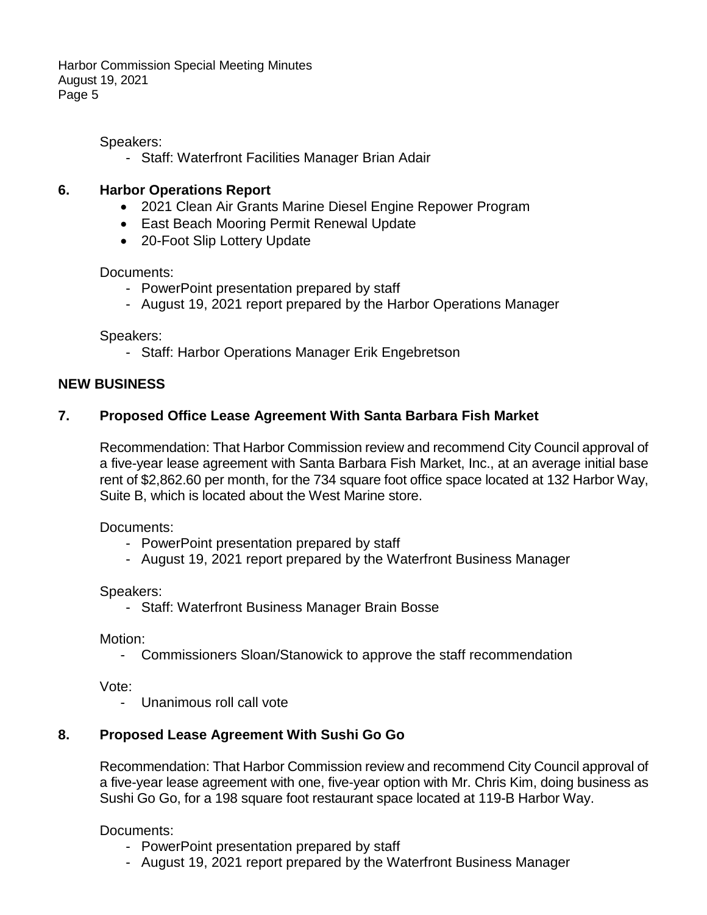Speakers:

- Staff: Waterfront Facilities Manager Brian Adair

## 6. Harbor Operations Report

- 2021 Clean Air Grants Marine Diesel Engine Repower Program
- East Beach Mooring Permit Renewal Update
- 20-Foot Slip Lottery Update

Documents:

- PowerPoint presentation prepared by staff
- August 19, 2021 report prepared by the Harbor Operations Manager

Speakers:

- Staff: Harbor Operations Manager Erik Engebretson

## NEW BUSINESS

## 7. Proposed Office Lease Agreement With Santa Barbara Fish Market

Recommendation: That Harbor Commission review and recommend City Council approval of a five-year lease agreement with Santa Barbara Fish Market, Inc., at an average initial base rent of $2,862.60 per month, for the 734 square foot office space located at 132 Harbor Way, Suite B, which is located about the West Marine store.

Documents:

- PowerPoint presentation prepared by staff
- August 19, 2021 report prepared by the Waterfront Business Manager

Speakers:

- Staff: Waterfront Business Manager Brain Bosse

Motion:

- Commissioners Sloan/Stanowick to approve the staff recommendation

Vote:

- Unanimous roll call vote

## 8. Proposed Lease Agreement With Sushi Go Go

Recommendation: That Harbor Commission review and recommend City Council approval of a five-year lease agreement with one, five-year option with Mr. Chris Kim, doing business as Sushi Go Go, for a 198 square foot restaurant space located at 119-B Harbor Way.

Documents:

- PowerPoint presentation prepared by staff
- August 19, 2021 report prepared by the Waterfront Business Manager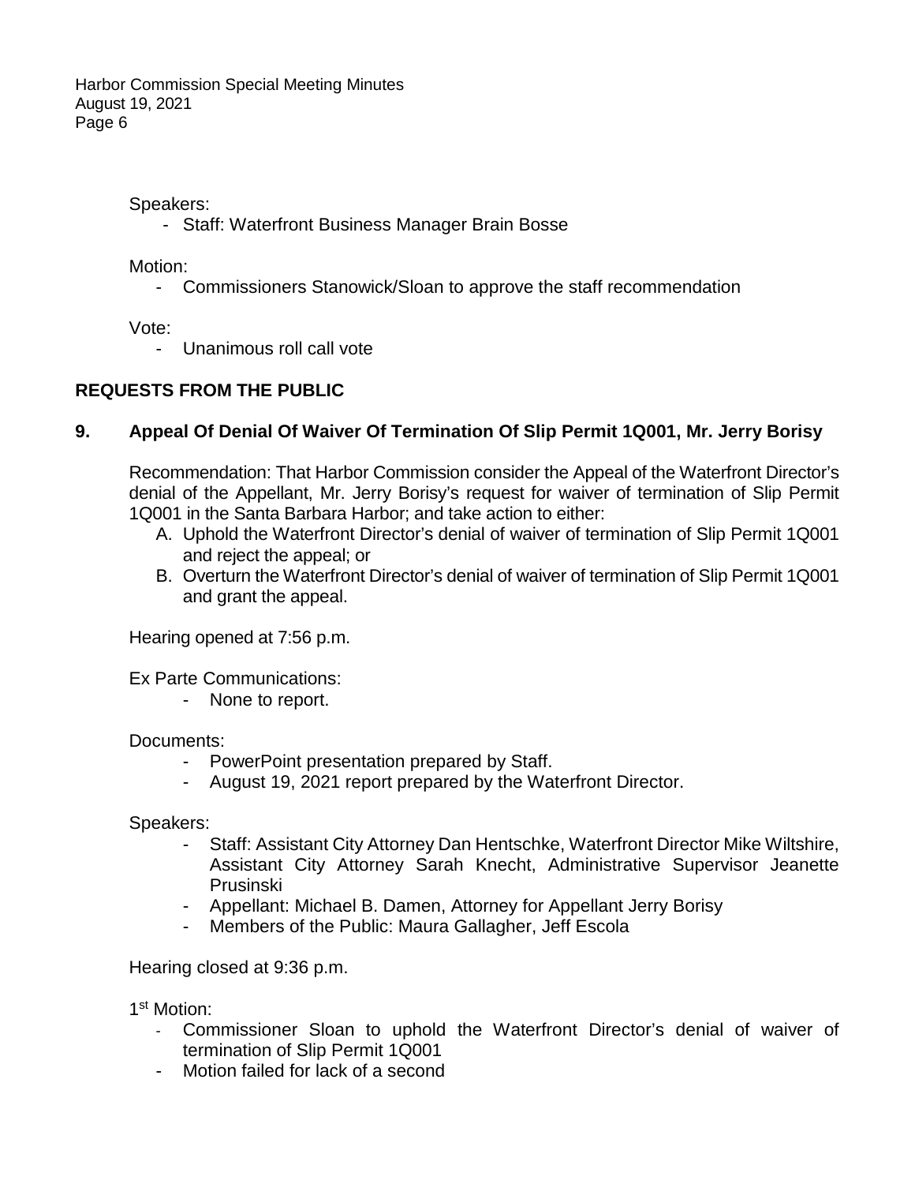Speakers:

- Staff: Waterfront Business Manager Brain Bosse

Motion:

- Commissioners Stanowick/Sloan to approve the staff recommendation

Vote:

- Unanimous roll call vote

## REQUESTS FROM THE PUBLIC

### 9. Appeal Of Denial Of Waiver Of Termination Of Slip Permit 1Q001, Mr. Jerry Borisy

Recommendation: That Harbor Commission consider the Appeal of the Waterfront Director's denial of the Appellant, Mr. Jerry Borisy's request for waiver of termination of Slip Permit 1Q001 in the Santa Barbara Harbor; and take action to either:

A. Uphold the Waterfront Director's denial of waiver of termination of Slip Permit 1Q001 and reject the appeal; or
B. Overturn the Waterfront Director's denial of waiver of termination of Slip Permit 1Q001 and grant the appeal.

Hearing opened at 7:56 p.m.

Ex Parte Communications:

- None to report.

Documents:

- PowerPoint presentation prepared by Staff.
- August 19, 2021 report prepared by the Waterfront Director.

Speakers:

- Staff: Assistant City Attorney Dan Hentschke, Waterfront Director Mike Wiltshire, Assistant City Attorney Sarah Knecht, Administrative Supervisor Jeanette Prusinski
- Appellant: Michael B. Damen, Attorney for Appellant Jerry Borisy
- Members of the Public: Maura Gallagher, Jeff Escola

Hearing closed at 9:36 p.m.

1st Motion:

- Commissioner Sloan to uphold the Waterfront Director's denial of waiver of termination of Slip Permit 1Q001
- Motion failed for lack of a second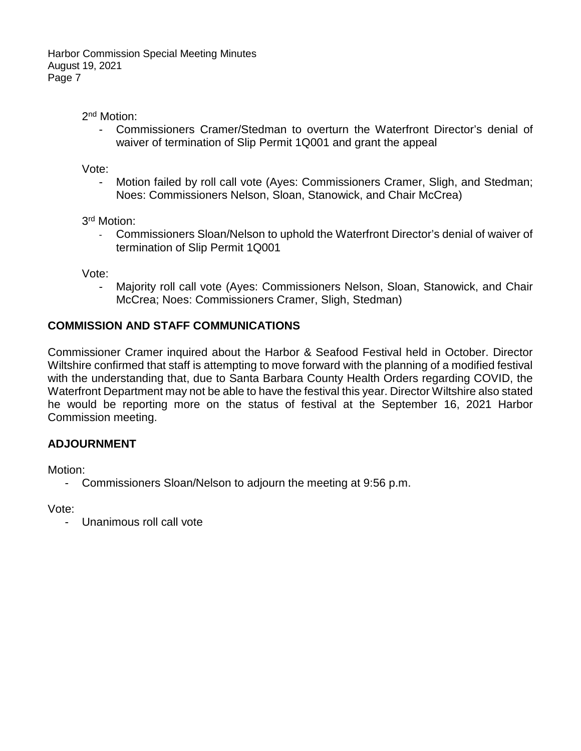2nd Motion:

- Commissioners Cramer/Stedman to overturn the Waterfront Director's denial of waiver of termination of Slip Permit 1Q001 and grant the appeal

Vote:

- Motion failed by roll call vote (Ayes: Commissioners Cramer, Sligh, and Stedman; Noes: Commissioners Nelson, Sloan, Stanowick, and Chair McCrea)

3rd Motion:

- Commissioners Sloan/Nelson to uphold the Waterfront Director's denial of waiver of termination of Slip Permit 1Q001

Vote:

- Majority roll call vote (Ayes: Commissioners Nelson, Sloan, Stanowick, and Chair McCrea; Noes: Commissioners Cramer, Sligh, Stedman)

## COMMISSION AND STAFF COMMUNICATIONS

Commissioner Cramer inquired about the Harbor & Seafood Festival held in October. Director Wiltshire confirmed that staff is attempting to move forward with the planning of a modified festival with the understanding that, due to Santa Barbara County Health Orders regarding COVID, the Waterfront Department may not be able to have the festival this year. Director Wiltshire also stated he would be reporting more on the status of festival at the September 16, 2021 Harbor Commission meeting.

## ADJOURNMENT

Motion:

- Commissioners Sloan/Nelson to adjourn the meeting at 9:56 p.m.

Vote:

- Unanimous roll call vote